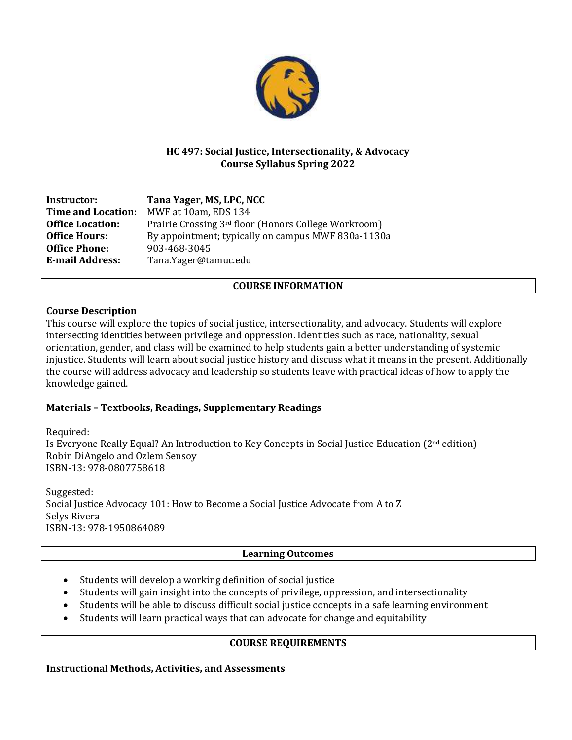# HC 497: Social Justice, Intersectionality, & Advocacy
## Course Syllabus Spring 2022

**Instructor:** **Tana Yager, MS, LPC, NCC**
**Time and Location:** MWF at 10am, EDS 134
**Office Location:** Prairie Crossing 3rd floor (Honors College Workroom)
**Office Hours:** By appointment; typically on campus MWF 830a-1130a
**Office Phone:** 903-468-3045
**E-mail Address:** Tana.Yager@tamuc.edu

## COURSE INFORMATION

### Course Description

This course will explore the topics of social justice, intersectionality, and advocacy. Students will explore intersecting identities between privilege and oppression. Identities such as race, nationality, sexual orientation, gender, and class will be examined to help students gain a better understanding of systemic injustice. Students will learn about social justice history and discuss what it means in the present. Additionally the course will address advocacy and leadership so students leave with practical ideas of how to apply the knowledge gained.

### Materials – Textbooks, Readings, Supplementary Readings

Required:
Is Everyone Really Equal? An Introduction to Key Concepts in Social Justice Education (2nd edition)
Robin DiAngelo and Ozlem Sensoy
ISBN-13: 978-0807758618

Suggested:
Social Justice Advocacy 101: How to Become a Social Justice Advocate from A to Z
Selys Rivera
ISBN-13: 978-1950864089

## Learning Outcomes

- Students will develop a working definition of social justice
- Students will gain insight into the concepts of privilege, oppression, and intersectionality
- Students will be able to discuss difficult social justice concepts in a safe learning environment
- Students will learn practical ways that can advocate for change and equitability

## COURSE REQUIREMENTS

### Instructional Methods, Activities, and Assessments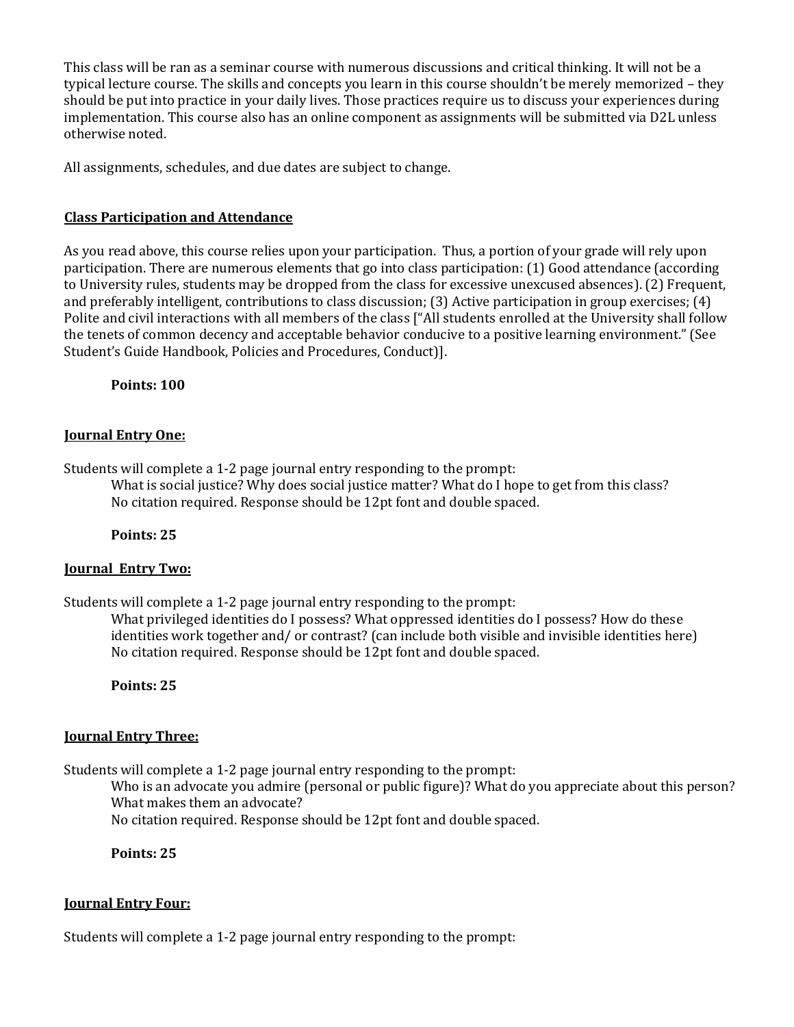This class will be ran as a seminar course with numerous discussions and critical thinking. It will not be a typical lecture course. The skills and concepts you learn in this course shouldn't be merely memorized – they should be put into practice in your daily lives. Those practices require us to discuss your experiences during implementation. This course also has an online component as assignments will be submitted via D2L unless otherwise noted.

All assignments, schedules, and due dates are subject to change.

## Class Participation and Attendance

As you read above, this course relies upon your participation. Thus, a portion of your grade will rely upon participation. There are numerous elements that go into class participation: (1) Good attendance (according to University rules, students may be dropped from the class for excessive unexcused absences). (2) Frequent, and preferably intelligent, contributions to class discussion; (3) Active participation in group exercises; (4) Polite and civil interactions with all members of the class ["All students enrolled at the University shall follow the tenets of common decency and acceptable behavior conducive to a positive learning environment." (See Student's Guide Handbook, Policies and Procedures, Conduct)].

**Points: 100**

## Journal Entry One:

Students will complete a 1-2 page journal entry responding to the prompt:

What is social justice? Why does social justice matter? What do I hope to get from this class?
No citation required. Response should be 12pt font and double spaced.

**Points: 25**

## Journal Entry Two:

Students will complete a 1-2 page journal entry responding to the prompt:

What privileged identities do I possess? What oppressed identities do I possess? How do these identities work together and/ or contrast? (can include both visible and invisible identities here)
No citation required. Response should be 12pt font and double spaced.

**Points: 25**

## Journal Entry Three:

Students will complete a 1-2 page journal entry responding to the prompt:

Who is an advocate you admire (personal or public figure)? What do you appreciate about this person? What makes them an advocate?
No citation required. Response should be 12pt font and double spaced.

**Points: 25**

## Journal Entry Four:

Students will complete a 1-2 page journal entry responding to the prompt: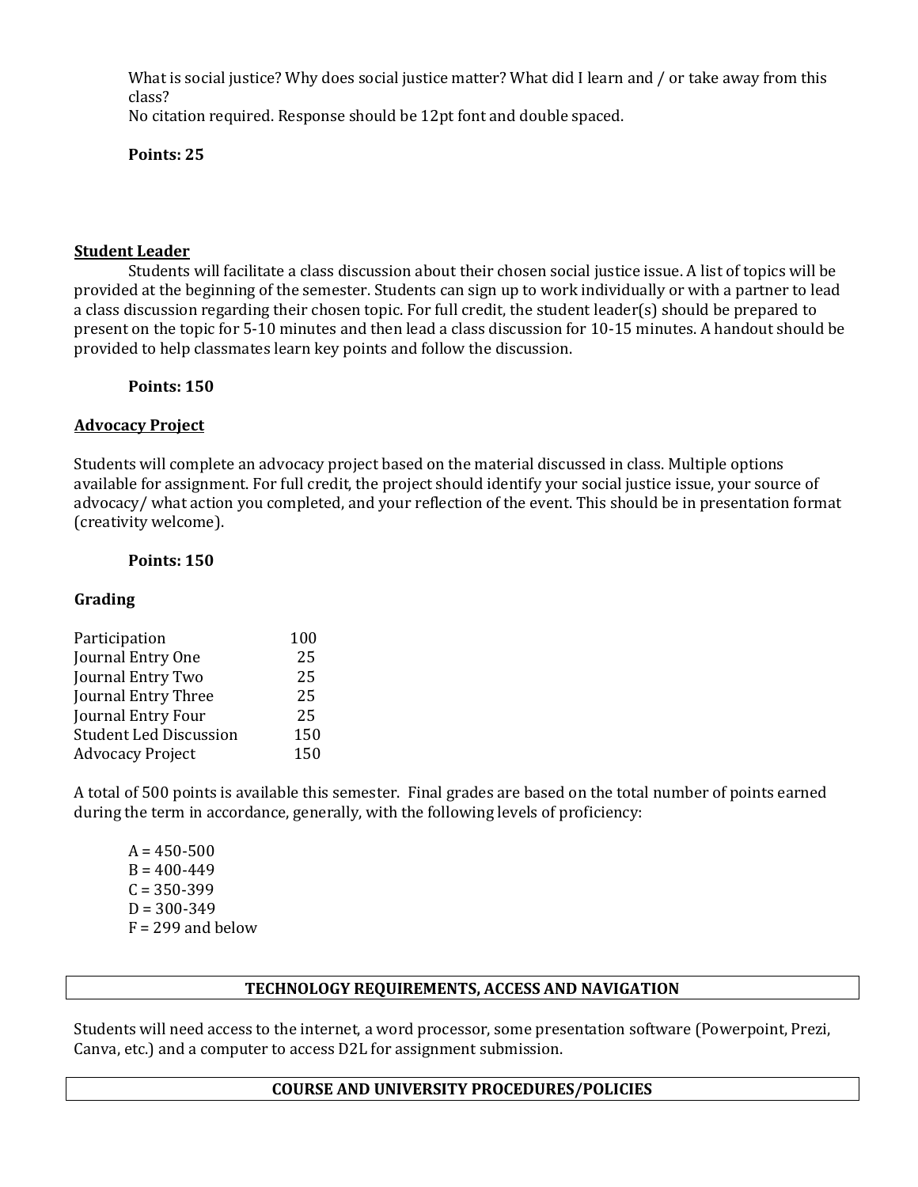What is social justice? Why does social justice matter? What did I learn and / or take away from this class?
No citation required. Response should be 12pt font and double spaced.

**Points: 25**

**<u>Student Leader</u>**

Students will facilitate a class discussion about their chosen social justice issue. A list of topics will be provided at the beginning of the semester. Students can sign up to work individually or with a partner to lead a class discussion regarding their chosen topic. For full credit, the student leader(s) should be prepared to present on the topic for 5-10 minutes and then lead a class discussion for 10-15 minutes. A handout should be provided to help classmates learn key points and follow the discussion.

**Points: 150**

**<u>Advocacy Project</u>**

Students will complete an advocacy project based on the material discussed in class. Multiple options available for assignment. For full credit, the project should identify your social justice issue, your source of advocacy/ what action you completed, and your reflection of the event. This should be in presentation format (creativity welcome).

**Points: 150**

**Grading**

| | |
|---|---|
| Participation | 100 |
| Journal Entry One | 25 |
| Journal Entry Two | 25 |
| Journal Entry Three | 25 |
| Journal Entry Four | 25 |
| Student Led Discussion | 150 |
| Advocacy Project | 150 |

A total of 500 points is available this semester. Final grades are based on the total number of points earned during the term in accordance, generally, with the following levels of proficiency:

A = 450-500
B = 400-449
C = 350-399
D = 300-349
F = 299 and below

## TECHNOLOGY REQUIREMENTS, ACCESS AND NAVIGATION

Students will need access to the internet, a word processor, some presentation software (Powerpoint, Prezi, Canva, etc.) and a computer to access D2L for assignment submission.

## COURSE AND UNIVERSITY PROCEDURES/POLICIES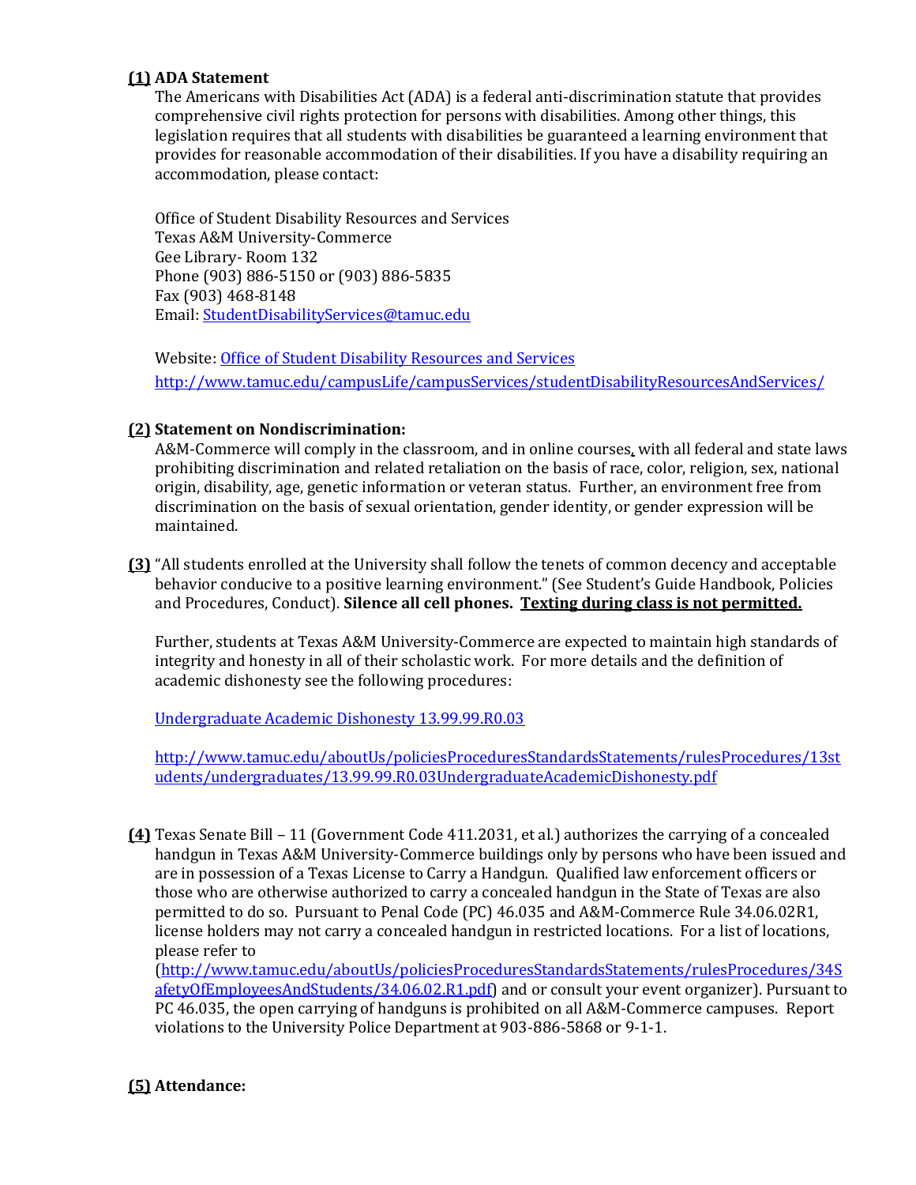**(1) ADA Statement**

The Americans with Disabilities Act (ADA) is a federal anti-discrimination statute that provides comprehensive civil rights protection for persons with disabilities. Among other things, this legislation requires that all students with disabilities be guaranteed a learning environment that provides for reasonable accommodation of their disabilities. If you have a disability requiring an accommodation, please contact:

Office of Student Disability Resources and Services
Texas A&M University-Commerce
Gee Library- Room 132
Phone (903) 886-5150 or (903) 886-5835
Fax (903) 468-8148
Email: [StudentDisabilityServices@tamuc.edu](mailto:StudentDisabilityServices@tamuc.edu)

Website: [Office of Student Disability Resources and Services](http://www.tamuc.edu/campusLife/campusServices/studentDisabilityResourcesAndServices/)
http://www.tamuc.edu/campusLife/campusServices/studentDisabilityResourcesAndServices/

**(2) Statement on Nondiscrimination:**

A&M-Commerce will comply in the classroom, and in online courses, with all federal and state laws prohibiting discrimination and related retaliation on the basis of race, color, religion, sex, national origin, disability, age, genetic information or veteran status. Further, an environment free from discrimination on the basis of sexual orientation, gender identity, or gender expression will be maintained.

**(3)** "All students enrolled at the University shall follow the tenets of common decency and acceptable behavior conducive to a positive learning environment." (See Student's Guide Handbook, Policies and Procedures, Conduct). **Silence all cell phones. <u>Texting during class is not permitted.</u>**

Further, students at Texas A&M University-Commerce are expected to maintain high standards of integrity and honesty in all of their scholastic work. For more details and the definition of academic dishonesty see the following procedures:

[Undergraduate Academic Dishonesty 13.99.99.R0.03](http://www.tamuc.edu/aboutUs/policiesProceduresStandardsStatements/rulesProcedures/13students/undergraduates/13.99.99.R0.03UndergraduateAcademicDishonesty.pdf)

http://www.tamuc.edu/aboutUs/policiesProceduresStandardsStatements/rulesProcedures/13students/undergraduates/13.99.99.R0.03UndergraduateAcademicDishonesty.pdf

**(4)** Texas Senate Bill – 11 (Government Code 411.2031, et al.) authorizes the carrying of a concealed handgun in Texas A&M University-Commerce buildings only by persons who have been issued and are in possession of a Texas License to Carry a Handgun. Qualified law enforcement officers or those who are otherwise authorized to carry a concealed handgun in the State of Texas are also permitted to do so. Pursuant to Penal Code (PC) 46.035 and A&M-Commerce Rule 34.06.02R1, license holders may not carry a concealed handgun in restricted locations. For a list of locations, please refer to (http://www.tamuc.edu/aboutUs/policiesProceduresStandardsStatements/rulesProcedures/34SafetyOfEmployeesAndStudents/34.06.02.R1.pdf) and or consult your event organizer). Pursuant to PC 46.035, the open carrying of handguns is prohibited on all A&M-Commerce campuses. Report violations to the University Police Department at 903-886-5868 or 9-1-1.

**(5) Attendance:**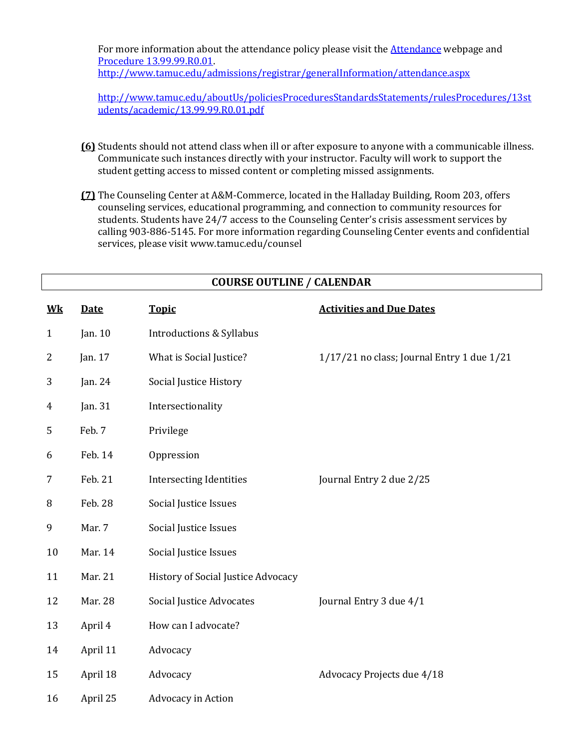For more information about the attendance policy please visit the [Attendance](http://www.tamuc.edu/admissions/registrar/generalInformation/attendance.aspx) webpage and [Procedure 13.99.99.R0.01](http://www.tamuc.edu/aboutUs/policiesProceduresStandardsStatements/rulesProcedures/13students/academic/13.99.99.R0.01.pdf).
http://www.tamuc.edu/admissions/registrar/generalInformation/attendance.aspx

http://www.tamuc.edu/aboutUs/policiesProceduresStandardsStatements/rulesProcedures/13students/academic/13.99.99.R0.01.pdf

**(6)** Students should not attend class when ill or after exposure to anyone with a communicable illness. Communicate such instances directly with your instructor. Faculty will work to support the student getting access to missed content or completing missed assignments.

**(7)** The Counseling Center at A&M-Commerce, located in the Halladay Building, Room 203, offers counseling services, educational programming, and connection to community resources for students. Students have 24/7 access to the Counseling Center's crisis assessment services by calling 903-886-5145. For more information regarding Counseling Center events and confidential services, please visit www.tamuc.edu/counsel

## COURSE OUTLINE / CALENDAR

| Wk | Date | Topic | Activities and Due Dates |
|---|---|---|---|
| 1 | Jan. 10 | Introductions & Syllabus | |
| 2 | Jan. 17 | What is Social Justice? | 1/17/21 no class; Journal Entry 1 due 1/21 |
| 3 | Jan. 24 | Social Justice History | |
| 4 | Jan. 31 | Intersectionality | |
| 5 | Feb. 7 | Privilege | |
| 6 | Feb. 14 | Oppression | |
| 7 | Feb. 21 | Intersecting Identities | Journal Entry 2 due 2/25 |
| 8 | Feb. 28 | Social Justice Issues | |
| 9 | Mar. 7 | Social Justice Issues | |
| 10 | Mar. 14 | Social Justice Issues | |
| 11 | Mar. 21 | History of Social Justice Advocacy | |
| 12 | Mar. 28 | Social Justice Advocates | Journal Entry 3 due 4/1 |
| 13 | April 4 | How can I advocate? | |
| 14 | April 11 | Advocacy | |
| 15 | April 18 | Advocacy | Advocacy Projects due 4/18 |
| 16 | April 25 | Advocacy in Action | |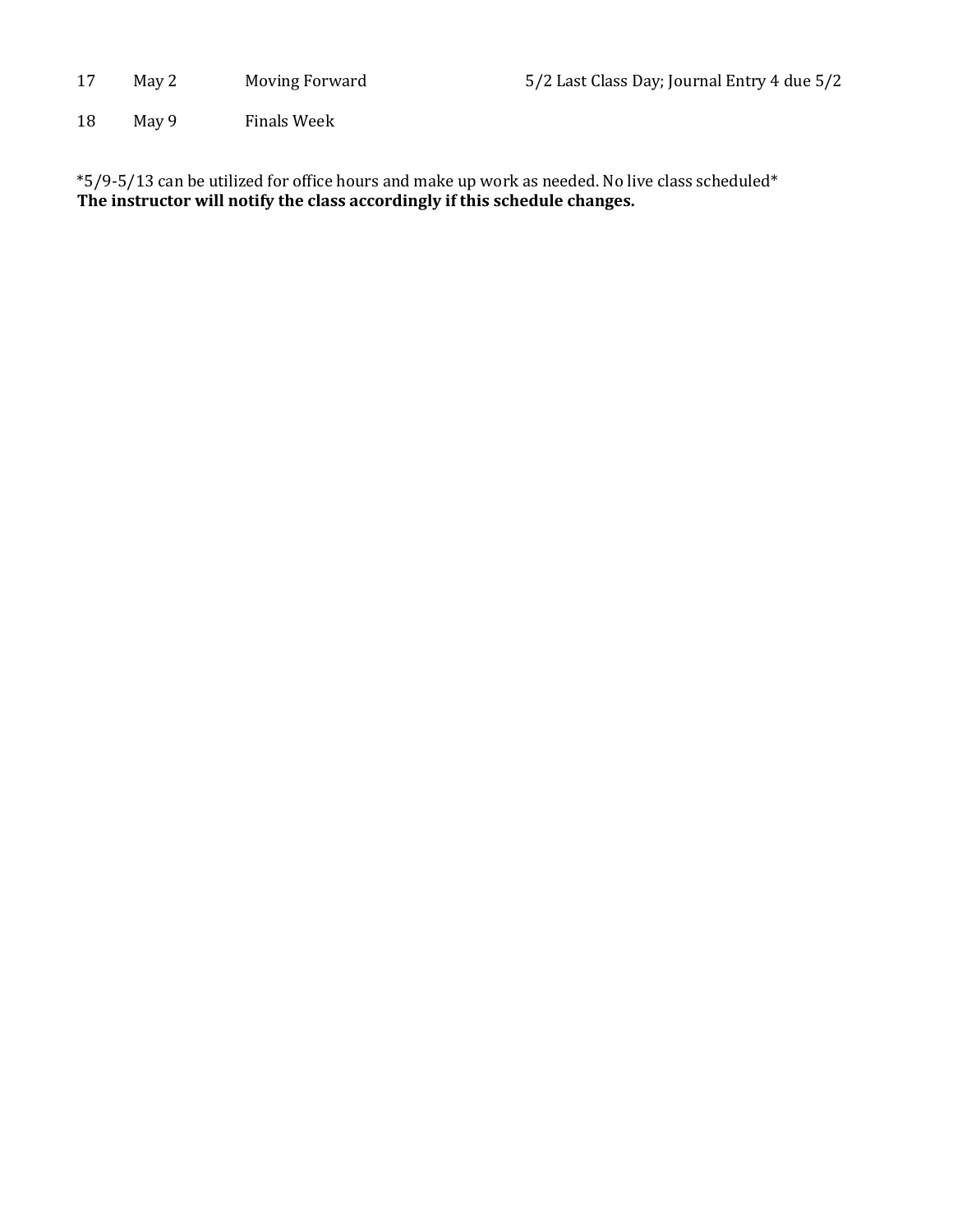| | | | |
|---|---|---|---|
| 17 | May 2 | Moving Forward | 5/2 Last Class Day; Journal Entry 4 due 5/2 |
| 18 | May 9 | Finals Week | |

*5/9-5/13 can be utilized for office hours and make up work as needed. No live class scheduled*
**The instructor will notify the class accordingly if this schedule changes.**